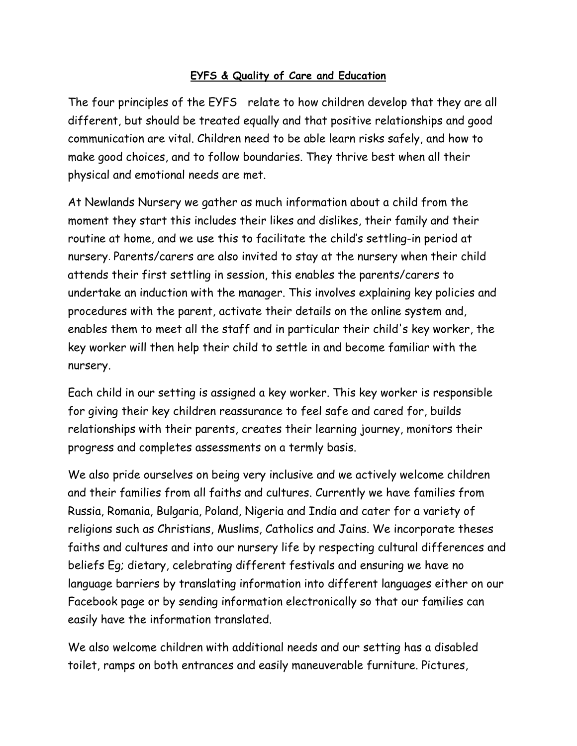**EYFS & Quality of Care and Education**

The four principles of the EYFS relate to how children develop that they are all different, but should be treated equally and that positive relationships and good communication are vital. Children need to be able learn risks safely, and how to make good choices, and to follow boundaries. They thrive best when all their physical and emotional needs are met.

At Newlands Nursery we gather as much information about a child from the moment they start this includes their likes and dislikes, their family and their routine at home, and we use this to facilitate the child's settling-in period at nursery. Parents/carers are also invited to stay at the nursery when their child attends their first settling in session, this enables the parents/carers to undertake an induction with the manager. This involves explaining key policies and procedures with the parent, activate their details on the online system and, enables them to meet all the staff and in particular their child's key worker, the key worker will then help their child to settle in and become familiar with the nursery.

Each child in our setting is assigned a key worker. This key worker is responsible for giving their key children reassurance to feel safe and cared for, builds relationships with their parents, creates their learning journey, monitors their progress and completes assessments on a termly basis.

We also pride ourselves on being very inclusive and we actively welcome children and their families from all faiths and cultures. Currently we have families from Russia, Romania, Bulgaria, Poland, Nigeria and India and cater for a variety of religions such as Christians, Muslims, Catholics and Jains. We incorporate theses faiths and cultures and into our nursery life by respecting cultural differences and beliefs Eg; dietary, celebrating different festivals and ensuring we have no language barriers by translating information into different languages either on our Facebook page or by sending information electronically so that our families can easily have the information translated.

We also welcome children with additional needs and our setting has a disabled toilet, ramps on both entrances and easily maneuverable furniture. Pictures,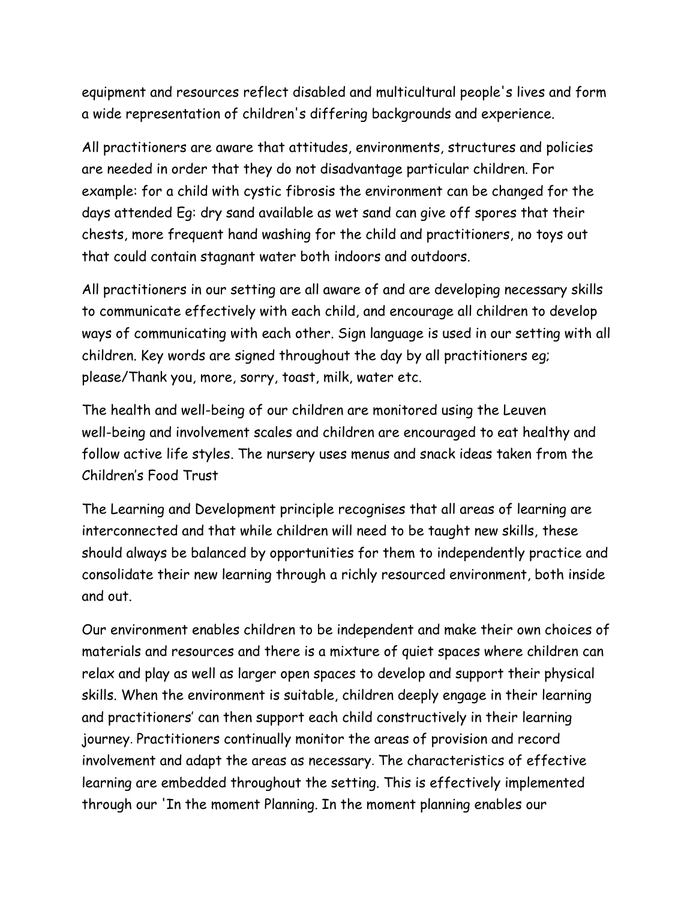equipment and resources reflect disabled and multicultural people's lives and form a wide representation of children's differing backgrounds and experience.

All practitioners are aware that attitudes, environments, structures and policies are needed in order that they do not disadvantage particular children. For example: for a child with cystic fibrosis the environment can be changed for the days attended Eg: dry sand available as wet sand can give off spores that their chests, more frequent hand washing for the child and practitioners, no toys out that could contain stagnant water both indoors and outdoors.

All practitioners in our setting are all aware of and are developing necessary skills to communicate effectively with each child, and encourage all children to develop ways of communicating with each other. Sign language is used in our setting with all children. Key words are signed throughout the day by all practitioners eg; please/Thank you, more, sorry, toast, milk, water etc.

The health and well-being of our children are monitored using the Leuven well-being and involvement scales and children are encouraged to eat healthy and follow active life styles. The nursery uses menus and snack ideas taken from the Children's Food Trust

The Learning and Development principle recognises that all areas of learning are interconnected and that while children will need to be taught new skills, these should always be balanced by opportunities for them to independently practice and consolidate their new learning through a richly resourced environment, both inside and out.

Our environment enables children to be independent and make their own choices of materials and resources and there is a mixture of quiet spaces where children can relax and play as well as larger open spaces to develop and support their physical skills. When the environment is suitable, children deeply engage in their learning and practitioners' can then support each child constructively in their learning journey. Practitioners continually monitor the areas of provision and record involvement and adapt the areas as necessary. The characteristics of effective learning are embedded throughout the setting. This is effectively implemented through our 'In the moment Planning. In the moment planning enables our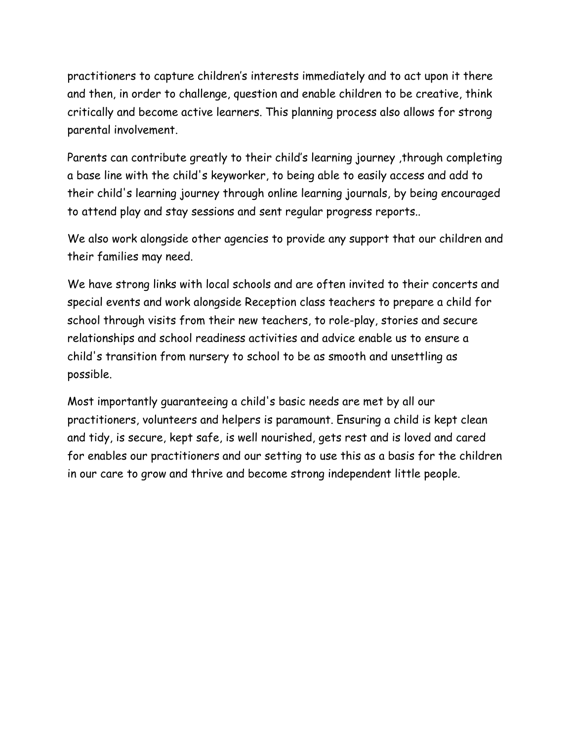practitioners to capture children's interests immediately and to act upon it there and then, in order to challenge, question and enable children to be creative, think critically and become active learners. This planning process also allows for strong parental involvement.

Parents can contribute greatly to their child's learning journey ,through completing a base line with the child's keyworker, to being able to easily access and add to their child's learning journey through online learning journals, by being encouraged to attend play and stay sessions and sent regular progress reports..

We also work alongside other agencies to provide any support that our children and their families may need.

We have strong links with local schools and are often invited to their concerts and special events and work alongside Reception class teachers to prepare a child for school through visits from their new teachers, to role-play, stories and secure relationships and school readiness activities and advice enable us to ensure a child's transition from nursery to school to be as smooth and unsettling as possible.

Most importantly guaranteeing a child's basic needs are met by all our practitioners, volunteers and helpers is paramount. Ensuring a child is kept clean and tidy, is secure, kept safe, is well nourished, gets rest and is loved and cared for enables our practitioners and our setting to use this as a basis for the children in our care to grow and thrive and become strong independent little people.